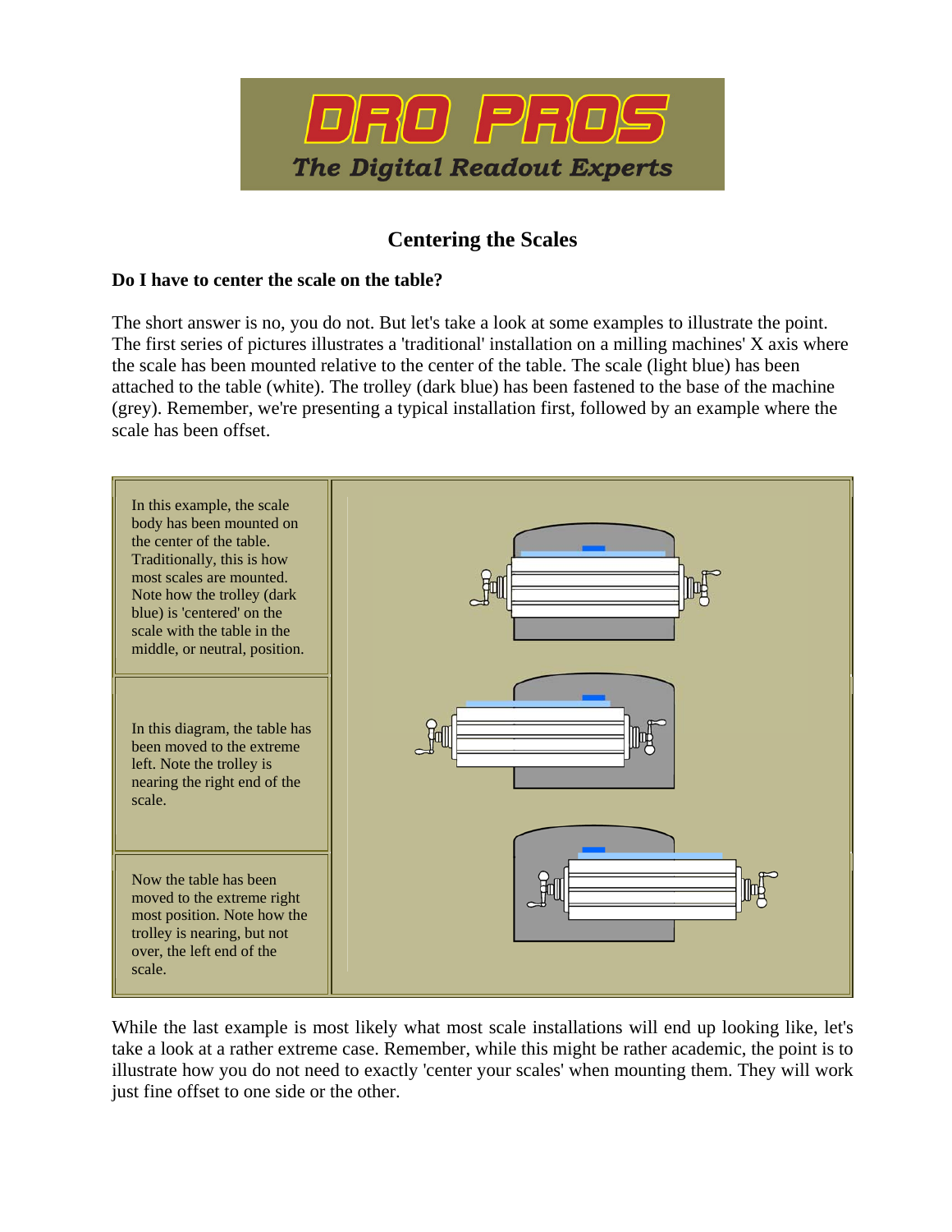# DRO PROS

*The Digital Readout Experts*

## Centering the Scales

**Do I have to center the scale on the table?**

The short answer is no, you do not. But let's take a look at some examples to illustrate the point. The first series of pictures illustrates a 'traditional' installation on a milling machines' X axis where the scale has been mounted relative to the center of the table. The scale (light blue) has been attached to the table (white). The trolley (dark blue) has been fastened to the base of the machine (grey). Remember, we're presenting a typical installation first, followed by an example where the scale has been offset.

In this example, the scale body has been mounted on the center of the table. Traditionally, this is how most scales are mounted. Note how the trolley (dark blue) is 'centered' on the scale with the table in the middle, or neutral, position.

In this diagram, the table has been moved to the extreme left. Note the trolley is nearing the right end of the scale.

Now the table has been moved to the extreme right most position. Note how the trolley is nearing, but not over, the left end of the scale.

While the last example is most likely what most scale installations will end up looking like, let's take a look at a rather extreme case. Remember, while this might be rather academic, the point is to illustrate how you do not need to exactly 'center your scales' when mounting them. They will work just fine offset to one side or the other.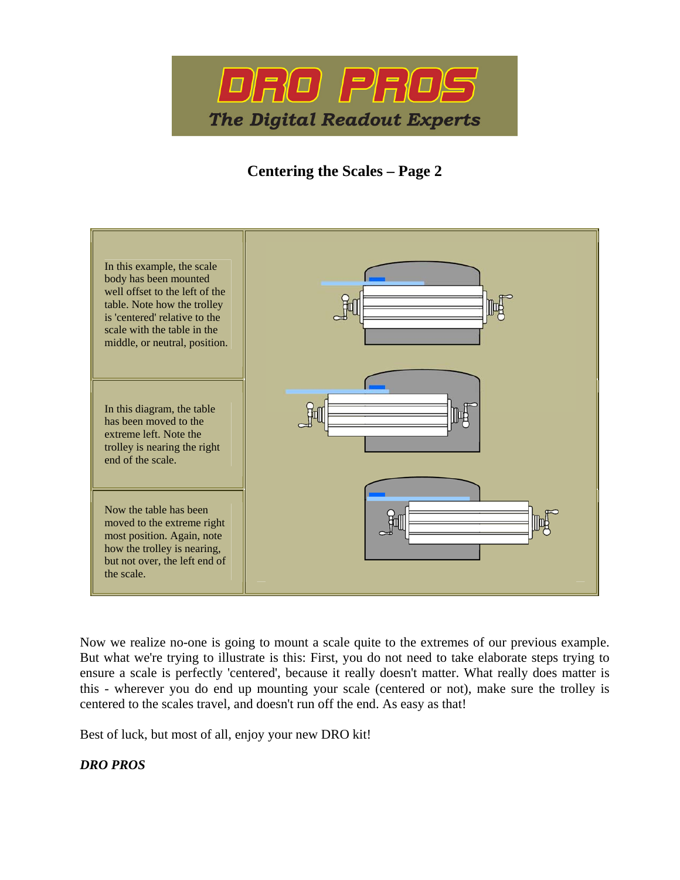# DRO PROS

*The Digital Readout Experts*

## Centering the Scales – Page 2

| | |
|---|---|
| In this example, the scale body has been mounted well offset to the left of the table. Note how the trolley is 'centered' relative to the scale with the table in the middle, or neutral, position. | |
| In this diagram, the table has been moved to the extreme left. Note the trolley is nearing the right end of the scale. | |
| Now the table has been moved to the extreme right most position. Again, note how the trolley is nearing, but not over, the left end of the scale. | |

Now we realize no-one is going to mount a scale quite to the extremes of our previous example. But what we're trying to illustrate is this: First, you do not need to take elaborate steps trying to ensure a scale is perfectly 'centered', because it really doesn't matter. What really does matter is this - wherever you do end up mounting your scale (centered or not), make sure the trolley is centered to the scales travel, and doesn't run off the end. As easy as that!

Best of luck, but most of all, enjoy your new DRO kit!

***DRO PROS***